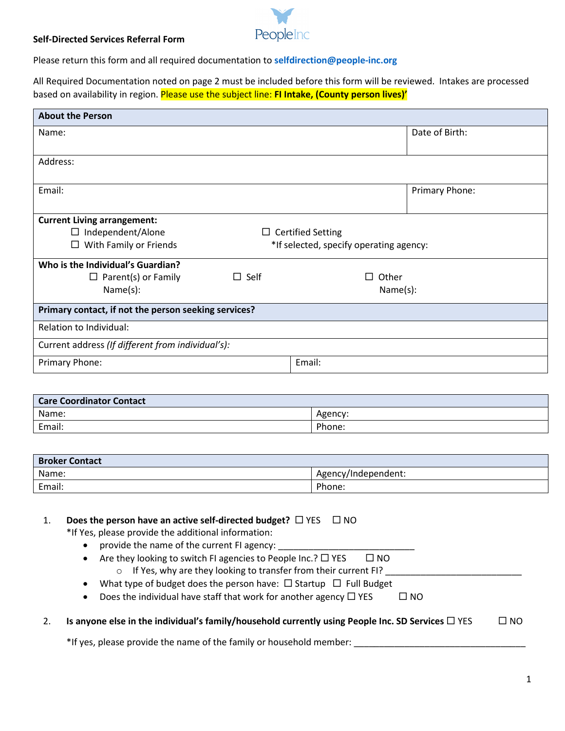**Self-Directed Services Referral Form**

PeopleInc

Please return this form and all required documentation to **selfdirection@people-inc.org**

All Required Documentation noted on page 2 must be included before this form will be reviewed. Intakes are processed based on availability in region. Please use the subject line: **FI Intake, (County person lives)'**

| **About the Person** | |
|---|---|
| Name: | Date of Birth: |
| Address: | |
| Email: | Primary Phone: |
| **Current Living arrangement:**<br>☐ Independent/Alone<br>☐ With Family or Friends | ☐ Certified Setting<br>*If selected, specify operating agency: |
| **Who is the Individual's Guardian?**<br>☐ Parent(s) or Family Name(s): ☐ Self | ☐ Other Name(s): |
| **Primary contact, if not the person seeking services?** | |
| Relation to Individual: | |
| Current address *(If different from individual's)*: | |
| Primary Phone: | Email: |

| **Care Coordinator Contact** | |
|---|---|
| Name: | Agency: |
| Email: | Phone: |

| **Broker Contact** | |
|---|---|
| Name: | Agency/Independent: |
| Email: | Phone: |

1. **Does the person have an active self-directed budget?** ☐ YES ☐ NO
   *If Yes, please provide the additional information:
   - provide the name of the current FI agency: ___________________________
   - Are they looking to switch FI agencies to People Inc.? ☐ YES ☐ NO
     - If Yes, why are they looking to transfer from their current FI? ___________________________
   - What type of budget does the person have: ☐ Startup ☐ Full Budget
   - Does the individual have staff that work for another agency ☐ YES ☐ NO

2. **Is anyone else in the individual's family/household currently using People Inc. SD Services** ☐ YES ☐ NO

   *If yes, please provide the name of the family or household member: __________________________________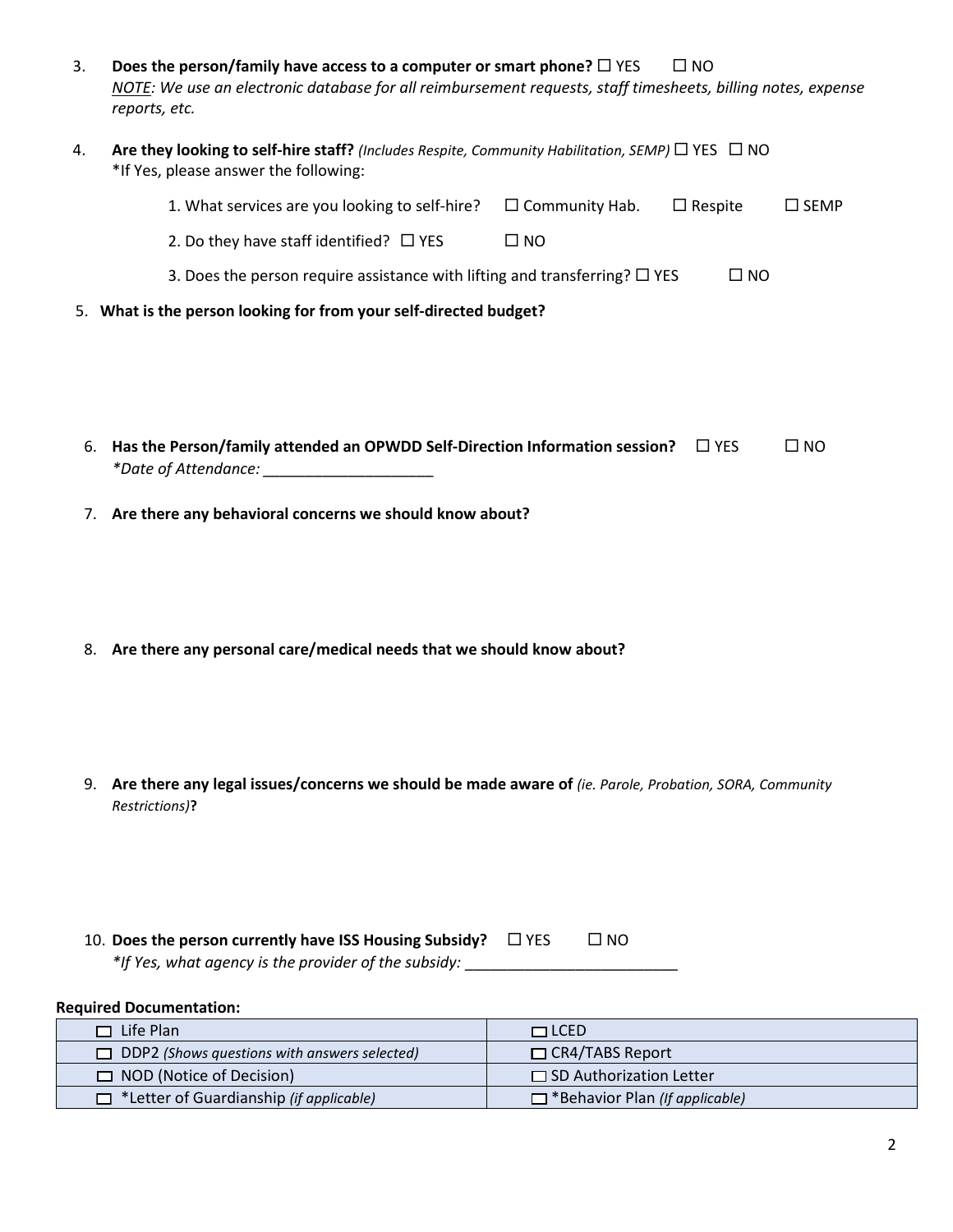3. **Does the person/family have access to a computer or smart phone?** ☐ YES ☐ NO
   *__NOTE__: We use an electronic database for all reimbursement requests, staff timesheets, billing notes, expense reports, etc.*

4. **Are they looking to self-hire staff?** *(Includes Respite, Community Habilitation, SEMP)* ☐ YES ☐ NO
   *If Yes, please answer the following:

   1. What services are you looking to self-hire? ☐ Community Hab. ☐ Respite ☐ SEMP
   2. Do they have staff identified? ☐ YES ☐ NO
   3. Does the person require assistance with lifting and transferring? ☐ YES ☐ NO

5. **What is the person looking for from your self-directed budget?**

6. **Has the Person/family attended an OPWDD Self-Direction Information session?** ☐ YES ☐ NO
   *\*Date of Attendance: ____________________*

7. **Are there any behavioral concerns we should know about?**

8. **Are there any personal care/medical needs that we should know about?**

9. **Are there any legal issues/concerns we should be made aware of** *(ie. Parole, Probation, SORA, Community Restrictions)***?**

10. **Does the person currently have ISS Housing Subsidy?** ☐ YES ☐ NO
    *\*If Yes, what agency is the provider of the subsidy: _________________________*

**Required Documentation:**

| | |
|---|---|
| ☐ Life Plan | ☐ LCED |
| ☐ DDP2 *(Shows questions with answers selected)* | ☐ CR4/TABS Report |
| ☐ NOD (Notice of Decision) | ☐ SD Authorization Letter |
| ☐ *Letter of Guardianship *(if applicable)* | ☐ *Behavior Plan *(If applicable)* |